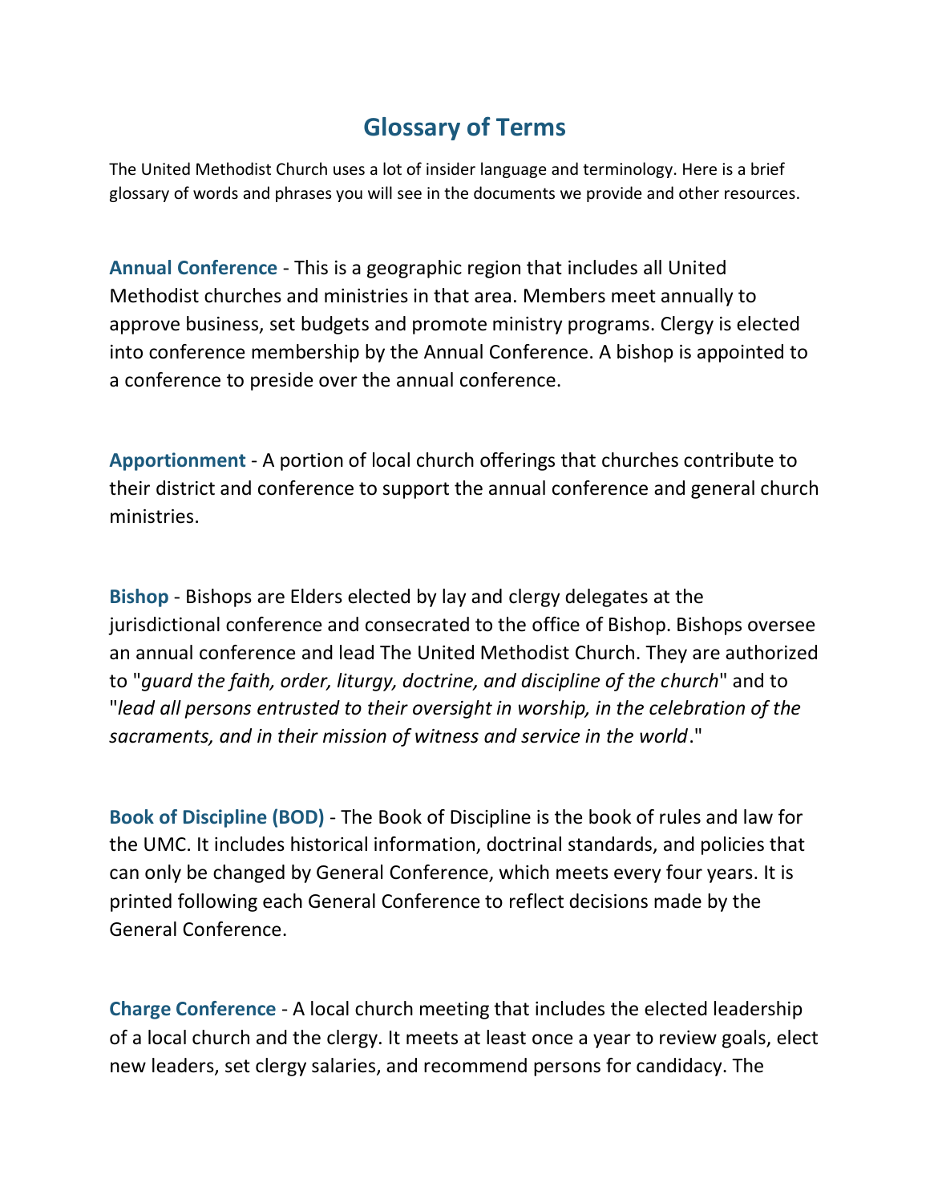# Glossary of Terms

The United Methodist Church uses a lot of insider language and terminology. Here is a brief glossary of words and phrases you will see in the documents we provide and other resources.

**Annual Conference** - This is a geographic region that includes all United Methodist churches and ministries in that area. Members meet annually to approve business, set budgets and promote ministry programs. Clergy is elected into conference membership by the Annual Conference. A bishop is appointed to a conference to preside over the annual conference.

**Apportionment** - A portion of local church offerings that churches contribute to their district and conference to support the annual conference and general church ministries.

**Bishop** - Bishops are Elders elected by lay and clergy delegates at the jurisdictional conference and consecrated to the office of Bishop. Bishops oversee an annual conference and lead The United Methodist Church. They are authorized to "*guard the faith, order, liturgy, doctrine, and discipline of the church*" and to "*lead all persons entrusted to their oversight in worship, in the celebration of the sacraments, and in their mission of witness and service in the world*."

**Book of Discipline (BOD)** - The Book of Discipline is the book of rules and law for the UMC. It includes historical information, doctrinal standards, and policies that can only be changed by General Conference, which meets every four years. It is printed following each General Conference to reflect decisions made by the General Conference.

**Charge Conference** - A local church meeting that includes the elected leadership of a local church and the clergy. It meets at least once a year to review goals, elect new leaders, set clergy salaries, and recommend persons for candidacy. The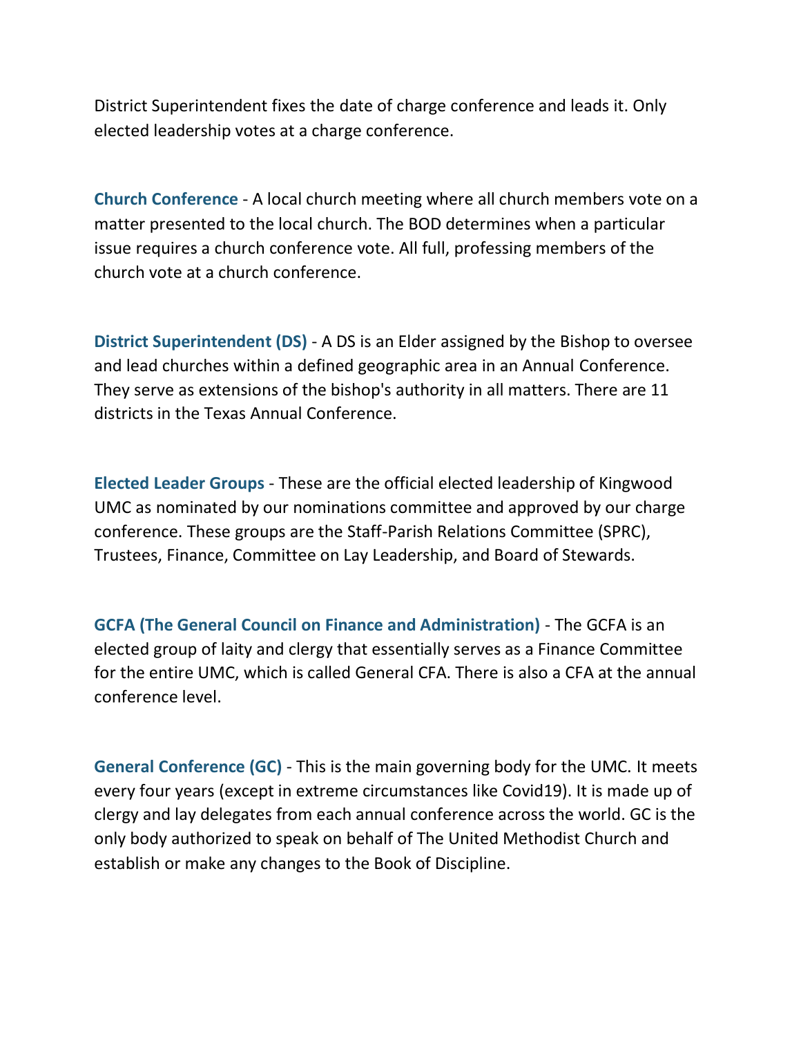District Superintendent fixes the date of charge conference and leads it. Only elected leadership votes at a charge conference.

**Church Conference** - A local church meeting where all church members vote on a matter presented to the local church. The BOD determines when a particular issue requires a church conference vote. All full, professing members of the church vote at a church conference.

**District Superintendent (DS)** - A DS is an Elder assigned by the Bishop to oversee and lead churches within a defined geographic area in an Annual Conference. They serve as extensions of the bishop's authority in all matters. There are 11 districts in the Texas Annual Conference.

**Elected Leader Groups** - These are the official elected leadership of Kingwood UMC as nominated by our nominations committee and approved by our charge conference. These groups are the Staff-Parish Relations Committee (SPRC), Trustees, Finance, Committee on Lay Leadership, and Board of Stewards.

**GCFA (The General Council on Finance and Administration)** - The GCFA is an elected group of laity and clergy that essentially serves as a Finance Committee for the entire UMC, which is called General CFA. There is also a CFA at the annual conference level.

**General Conference (GC)** - This is the main governing body for the UMC. It meets every four years (except in extreme circumstances like Covid19). It is made up of clergy and lay delegates from each annual conference across the world. GC is the only body authorized to speak on behalf of The United Methodist Church and establish or make any changes to the Book of Discipline.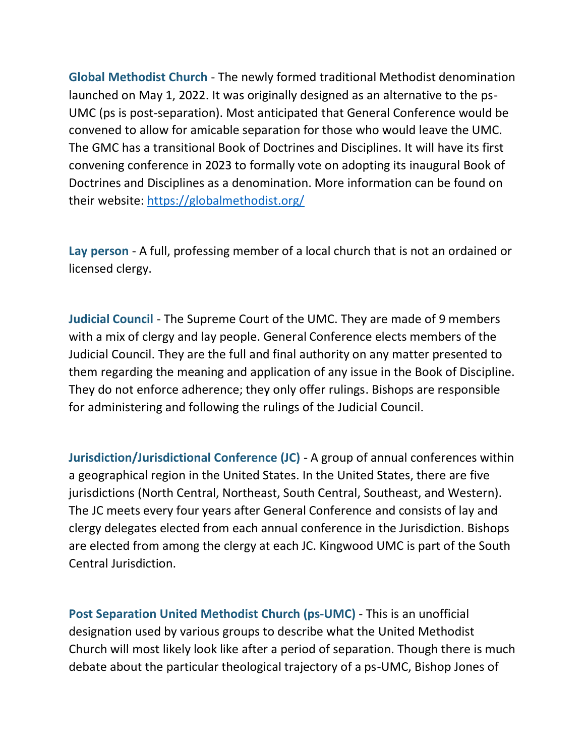**Global Methodist Church** - The newly formed traditional Methodist denomination launched on May 1, 2022. It was originally designed as an alternative to the ps-UMC (ps is post-separation). Most anticipated that General Conference would be convened to allow for amicable separation for those who would leave the UMC. The GMC has a transitional Book of Doctrines and Disciplines. It will have its first convening conference in 2023 to formally vote on adopting its inaugural Book of Doctrines and Disciplines as a denomination. More information can be found on their website: [https://globalmethodist.org/](https://globalmethodist.org/)

**Lay person** - A full, professing member of a local church that is not an ordained or licensed clergy.

**Judicial Council** - The Supreme Court of the UMC. They are made of 9 members with a mix of clergy and lay people. General Conference elects members of the Judicial Council. They are the full and final authority on any matter presented to them regarding the meaning and application of any issue in the Book of Discipline. They do not enforce adherence; they only offer rulings. Bishops are responsible for administering and following the rulings of the Judicial Council.

**Jurisdiction/Jurisdictional Conference (JC)** - A group of annual conferences within a geographical region in the United States. In the United States, there are five jurisdictions (North Central, Northeast, South Central, Southeast, and Western). The JC meets every four years after General Conference and consists of lay and clergy delegates elected from each annual conference in the Jurisdiction. Bishops are elected from among the clergy at each JC. Kingwood UMC is part of the South Central Jurisdiction.

**Post Separation United Methodist Church (ps-UMC)** - This is an unofficial designation used by various groups to describe what the United Methodist Church will most likely look like after a period of separation. Though there is much debate about the particular theological trajectory of a ps-UMC, Bishop Jones of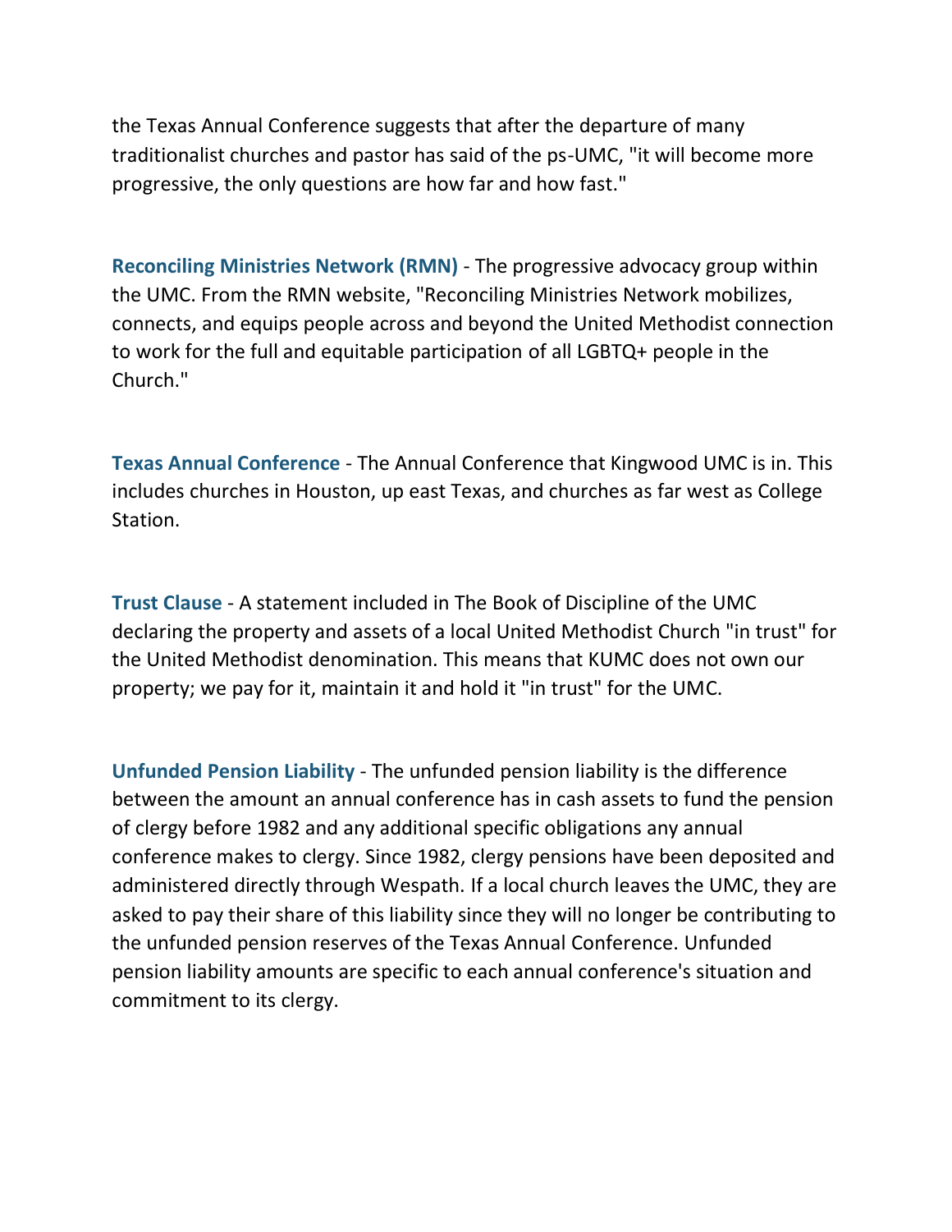the Texas Annual Conference suggests that after the departure of many traditionalist churches and pastor has said of the ps-UMC, "it will become more progressive, the only questions are how far and how fast."

**Reconciling Ministries Network (RMN)** - The progressive advocacy group within the UMC. From the RMN website, "Reconciling Ministries Network mobilizes, connects, and equips people across and beyond the United Methodist connection to work for the full and equitable participation of all LGBTQ+ people in the Church."

**Texas Annual Conference** - The Annual Conference that Kingwood UMC is in. This includes churches in Houston, up east Texas, and churches as far west as College Station.

**Trust Clause** - A statement included in The Book of Discipline of the UMC declaring the property and assets of a local United Methodist Church "in trust" for the United Methodist denomination. This means that KUMC does not own our property; we pay for it, maintain it and hold it "in trust" for the UMC.

**Unfunded Pension Liability** - The unfunded pension liability is the difference between the amount an annual conference has in cash assets to fund the pension of clergy before 1982 and any additional specific obligations any annual conference makes to clergy. Since 1982, clergy pensions have been deposited and administered directly through Wespath. If a local church leaves the UMC, they are asked to pay their share of this liability since they will no longer be contributing to the unfunded pension reserves of the Texas Annual Conference. Unfunded pension liability amounts are specific to each annual conference's situation and commitment to its clergy.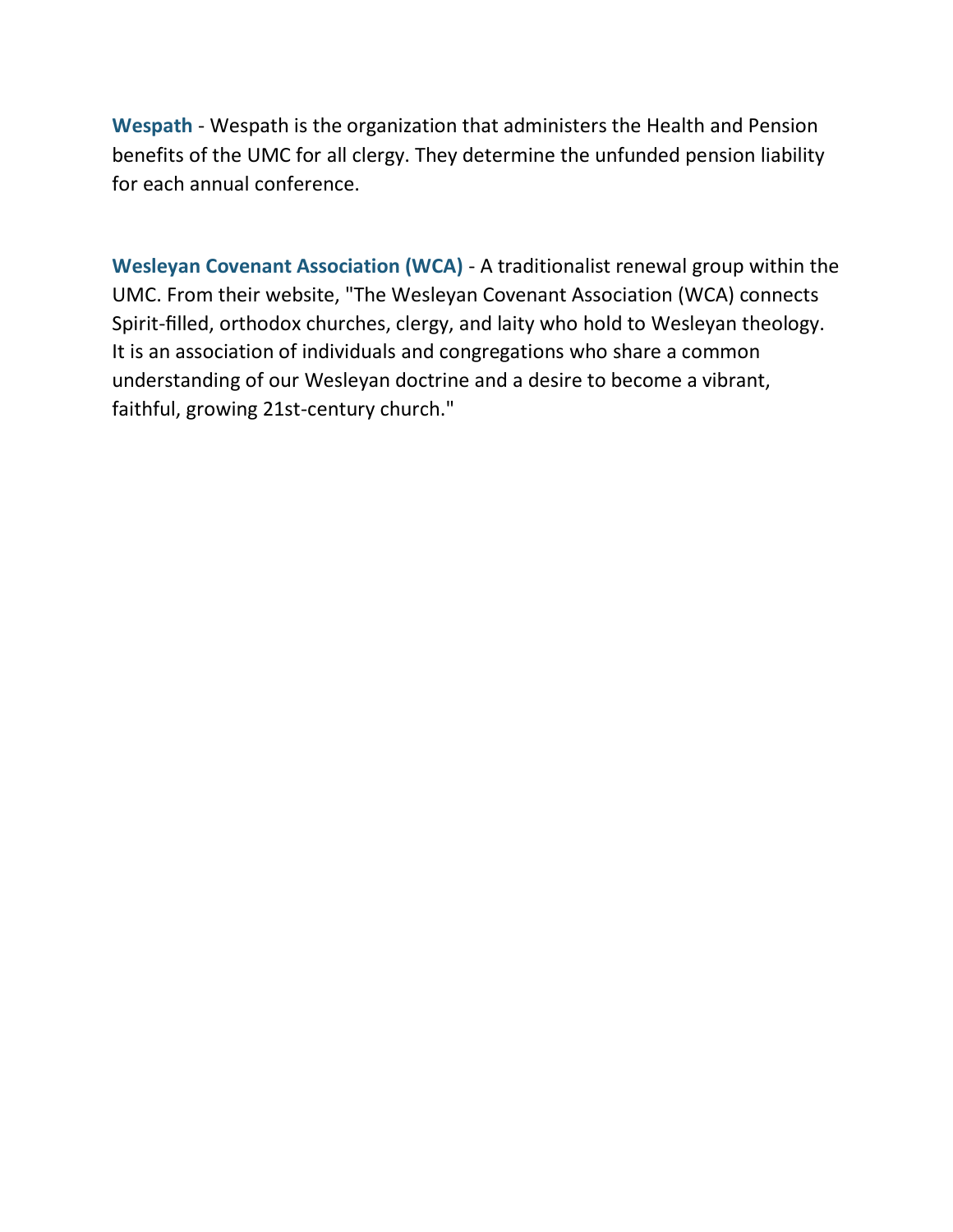**Wespath** - Wespath is the organization that administers the Health and Pension benefits of the UMC for all clergy. They determine the unfunded pension liability for each annual conference.

**Wesleyan Covenant Association (WCA)** - A traditionalist renewal group within the UMC. From their website, "The Wesleyan Covenant Association (WCA) connects Spirit-filled, orthodox churches, clergy, and laity who hold to Wesleyan theology. It is an association of individuals and congregations who share a common understanding of our Wesleyan doctrine and a desire to become a vibrant, faithful, growing 21st-century church."